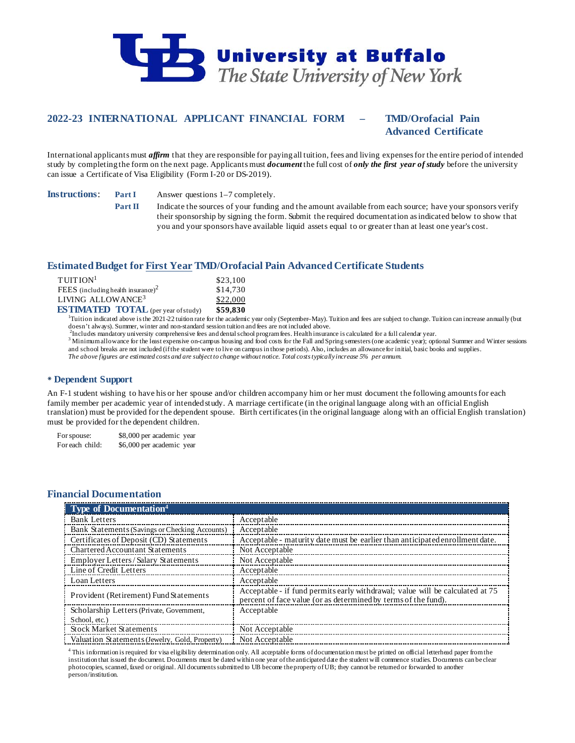# University at Buffalo
*The State University of New York*

## 2022-23 INTERNATIONAL APPLICANT FINANCIAL FORM – TMD/Orofacial Pain Advanced Certificate

International applicants must ***affirm*** that they are responsible for paying all tuition, fees and living expenses for the entire period of intended study by completing the form on the next page. Applicants must ***document*** the full cost of ***only the first year of study*** before the university can issue a Certificate of Visa Eligibility (Form I-20 or DS-2019).

**Instructions**:

**Part I** Answer questions 1–7 completely.

**Part II** Indicate the sources of your funding and the amount available from each source; have your sponsors verify their sponsorship by signing the form. Submit the required documentation as indicated below to show that you and your sponsors have available liquid assets equal to or greater than at least one year's cost.

## Estimated Budget for First Year TMD/Orofacial Pain Advanced Certificate Students

| | |
|---|---|
| TUITION[1] | $23,100 |
| FEES (including health insurance)[2] | $14,730 |
| LIVING ALLOWANCE[3] | $22,000 |
| **ESTIMATED TOTAL** (per year of study) | **$59,830** |

[1]Tuition indicated above is the 2021-22 tuition rate for the academic year only (September–May). Tuition and fees are subject to change. Tuition can increase annually (but doesn't always). Summer, winter and non-standard session tuition and fees are not included above.
[2]Includes mandatory university comprehensive fees and dental school program fees. Health insurance is calculated for a full calendar year.
[3] Minimum allowance for the least expensive on-campus housing and food costs for the Fall and Spring semesters (one academic year); optional Summer and Winter sessions and school breaks are not included (if the student were to live on campus in those periods). Also, includes an allowance for initial, basic books and supplies.
*The above figures are estimated costs and are subject to change without notice. Total costs typically increase 5% per annum.*

## * Dependent Support

An F-1 student wishing to have his or her spouse and/or children accompany him or her must document the following amounts for each family member per academic year of intended study. A marriage certificate (in the original language along with an official English translation) must be provided for the dependent spouse. Birth certificates (in the original language along with an official English translation) must be provided for the dependent children.

| | |
|---|---|
| For spouse: | $8,000 per academic year |
| For each child: | $6,000 per academic year |

## Financial Documentation

| Type of Documentation[4] | |
|---|---|
| Bank Letters | Acceptable |
| Bank Statements (Savings or Checking Accounts) | Acceptable |
| Certificates of Deposit (CD) Statements | Acceptable - maturity date must be earlier than anticipated enrollment date. |
| Chartered Accountant Statements | Not Acceptable |
| Employer Letters / Salary Statements | Not Acceptable |
| Line of Credit Letters | Acceptable |
| Loan Letters | Acceptable |
| Provident (Retirement) Fund Statements | Acceptable - if fund permits early withdrawal; value will be calculated at 75 percent of face value (or as determined by terms of the fund). |
| Scholarship Letters (Private, Government, School, etc.) | Acceptable |
| Stock Market Statements | Not Acceptable |
| Valuation Statements (Jewelry, Gold, Property) | Not Acceptable |

[4] This information is required for visa eligibility determination only. All acceptable forms of documentation must be printed on official letterhead paper from the institution that issued the document. Documents must be dated within one year of the anticipated date the student will commence studies. Documents can be clear photocopies, scanned, faxed or original. All documents submitted to UB become the property of UB; they cannot be returned or forwarded to another person/institution.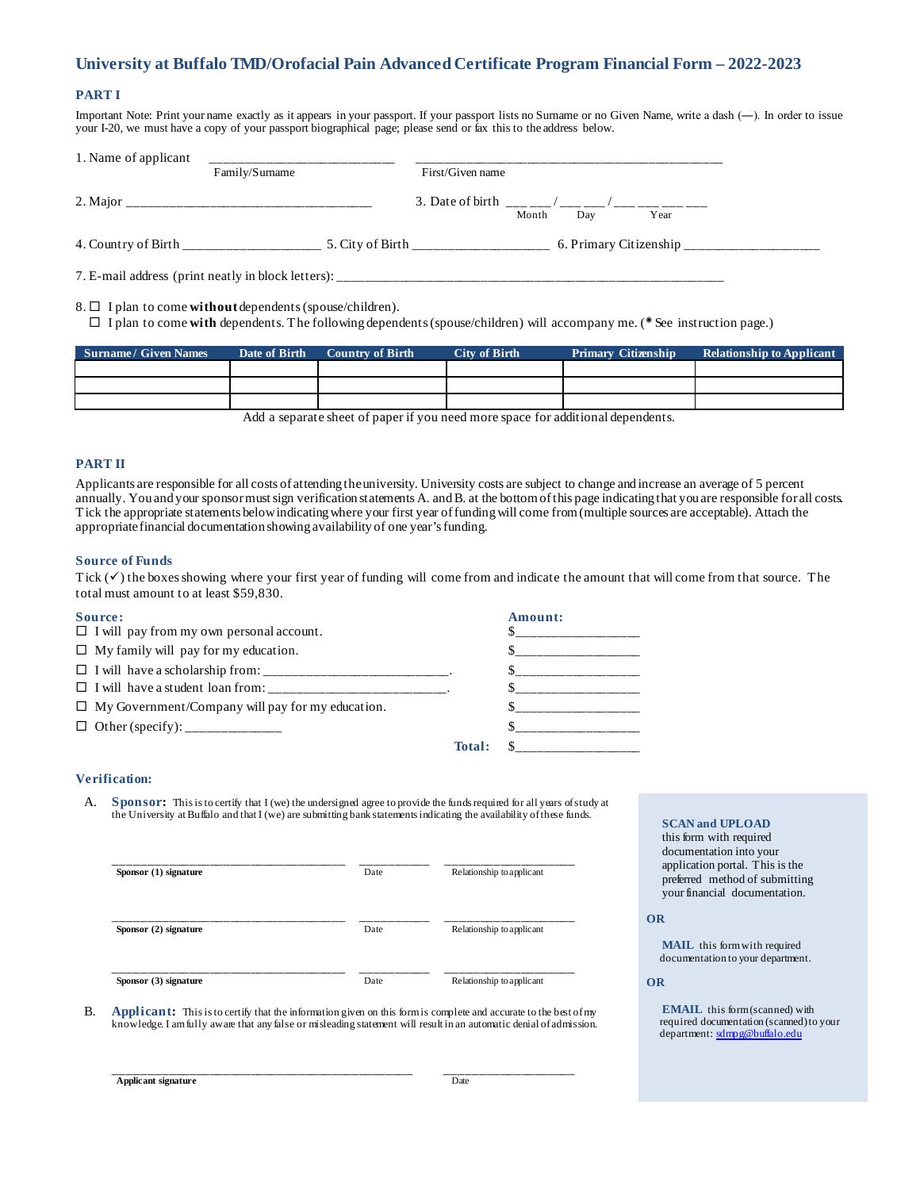# University at Buffalo TMD/Orofacial Pain Advanced Certificate Program Financial Form – 2022-2023

## PART I

Important Note: Print your name exactly as it appears in your passport. If your passport lists no Surname or no Given Name, write a dash (—). In order to issue your I-20, we must have a copy of your passport biographical page; please send or fax this to the address below.

1. Name of applicant ___________________________ ____________________________________________
   Family/Surname First/Given name

2. Major ____________________________________ 3. Date of birth ___ ___ / ___ ___ / ___ ___ ___ ___
   Month Day Year

4. Country of Birth ____________________ 5. City of Birth ____________________ 6. Primary Citizenship ____________________

7. E-mail address (print neatly in block letters): ____________________________________________________________

8. ☐ I plan to come **without** dependents (spouse/children).
   ☐ I plan to come **with** dependents. The following dependents (spouse/children) will accompany me. (* See instruction page.)

| Surname / Given Names | Date of Birth | Country of Birth | City of Birth | Primary Citizenship | Relationship to Applicant |
|---|---|---|---|---|---|
| | | | | | |
| | | | | | |
| | | | | | |

Add a separate sheet of paper if you need more space for additional dependents.

## PART II

Applicants are responsible for all costs of attending the university. University costs are subject to change and increase an average of 5 percent annually. You and your sponsor must sign verification statements A. and B. at the bottom of this page indicating that you are responsible for all costs. Tick the appropriate statements below indicating where your first year of funding will come from (multiple sources are acceptable). Attach the appropriate financial documentation showing availability of one year's funding.

### Source of Funds

Tick (✓) the boxes showing where your first year of funding will come from and indicate the amount that will come from that source. The total must amount to at least $59,830.

| **Source:** | **Amount:** |
|---|---|
| ☐ I will pay from my own personal account. | $__________________ |
| ☐ My family will pay for my education. | $__________________ |
| ☐ I will have a scholarship from: ___________________________. | $__________________ |
| ☐ I will have a student loan from: ___________________________. | $__________________ |
| ☐ My Government/Company will pay for my education. | $__________________ |
| ☐ Other (specify): ______________ | $__________________ |
| **Total:** | $__________________ |

### Verification:

A. **Sponsor:** This is to certify that I (we) the undersigned agree to provide the funds required for all years of study at the University at Buffalo and that I (we) are submitting bank statements indicating the availability of these funds.

_______________________________________ ___________ _____________________
**Sponsor (1) signature** Date Relationship to applicant

_______________________________________ ___________ _____________________
**Sponsor (2) signature** Date Relationship to applicant

_______________________________________ ___________ _____________________
**Sponsor (3) signature** Date Relationship to applicant

B. **Applicant:** This is to certify that the information given on this form is complete and accurate to the best of my knowledge. I am fully aware that any false or misleading statement will result in an automatic denial of admission.

___________________________________________________ _____________________
**Applicant signature** Date

**SCAN and UPLOAD** this form with required documentation into your application portal. This is the preferred method of submitting your financial documentation.

**OR**

**MAIL** this form with required documentation to your department.

**OR**

**EMAIL** this form (scanned) with required documentation (scanned) to your department: sdmpg@buffalo.edu